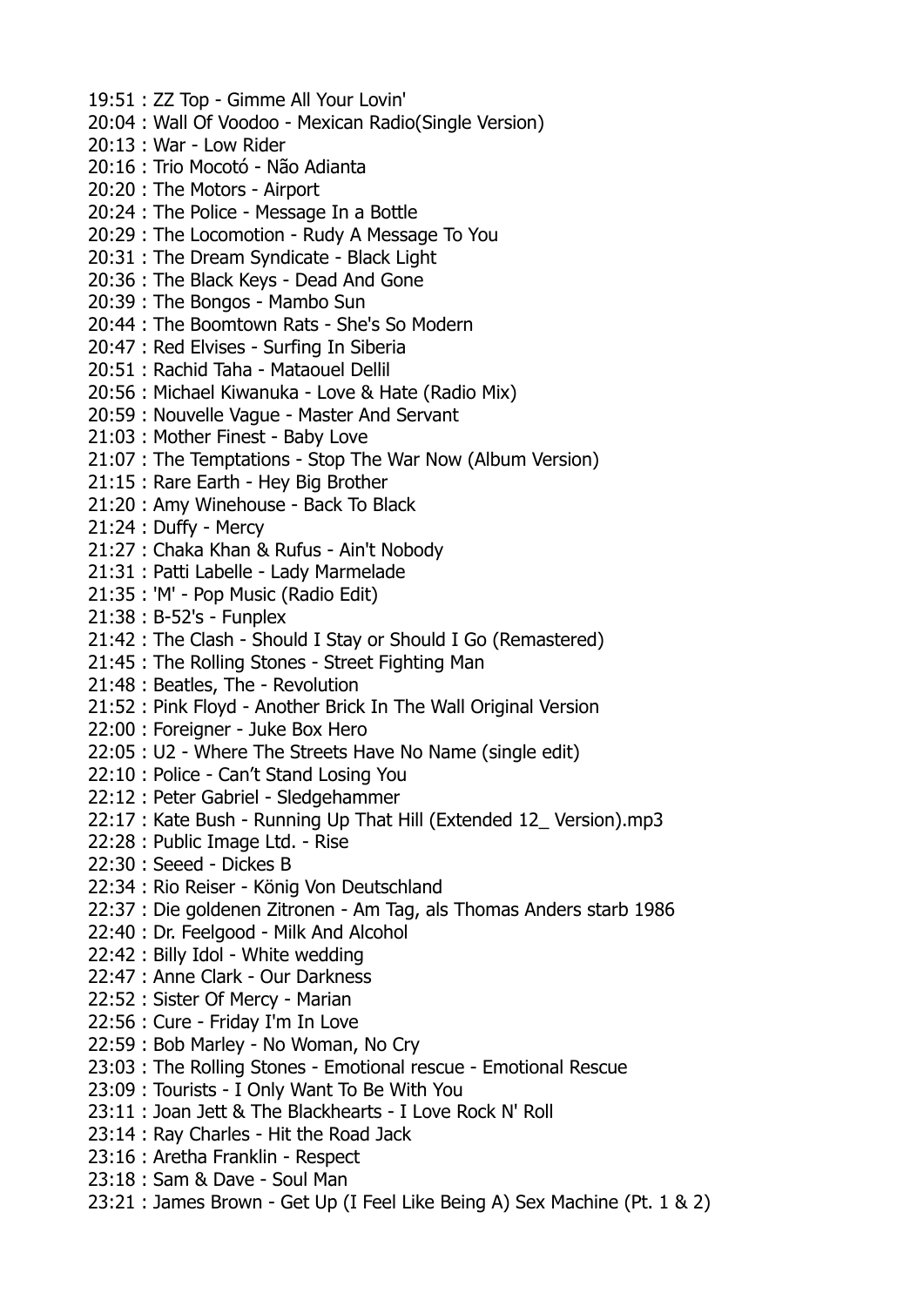19:51 : ZZ Top - Gimme All Your Lovin'
20:04 : Wall Of Voodoo - Mexican Radio(Single Version)
20:13 : War - Low Rider
20:16 : Trio Mocotó - Não Adianta
20:20 : The Motors - Airport
20:24 : The Police - Message In a Bottle
20:29 : The Locomotion - Rudy A Message To You
20:31 : The Dream Syndicate - Black Light
20:36 : The Black Keys - Dead And Gone
20:39 : The Bongos - Mambo Sun
20:44 : The Boomtown Rats - She's So Modern
20:47 : Red Elvises - Surfing In Siberia
20:51 : Rachid Taha - Mataouel Dellil
20:56 : Michael Kiwanuka - Love & Hate (Radio Mix)
20:59 : Nouvelle Vague - Master And Servant
21:03 : Mother Finest - Baby Love
21:07 : The Temptations - Stop The War Now (Album Version)
21:15 : Rare Earth - Hey Big Brother
21:20 : Amy Winehouse - Back To Black
21:24 : Duffy - Mercy
21:27 : Chaka Khan & Rufus - Ain't Nobody
21:31 : Patti Labelle - Lady Marmelade
21:35 : 'M' - Pop Music (Radio Edit)
21:38 : B-52's - Funplex
21:42 : The Clash - Should I Stay or Should I Go (Remastered)
21:45 : The Rolling Stones - Street Fighting Man
21:48 : Beatles, The - Revolution
21:52 : Pink Floyd - Another Brick In The Wall Original Version
22:00 : Foreigner - Juke Box Hero
22:05 : U2 - Where The Streets Have No Name (single edit)
22:10 : Police - Can't Stand Losing You
22:12 : Peter Gabriel - Sledgehammer
22:17 : Kate Bush - Running Up That Hill (Extended 12_ Version).mp3
22:28 : Public Image Ltd. - Rise
22:30 : Seeed - Dickes B
22:34 : Rio Reiser - König Von Deutschland
22:37 : Die goldenen Zitronen - Am Tag, als Thomas Anders starb 1986
22:40 : Dr. Feelgood - Milk And Alcohol
22:42 : Billy Idol - White wedding
22:47 : Anne Clark - Our Darkness
22:52 : Sister Of Mercy - Marian
22:56 : Cure - Friday I'm In Love
22:59 : Bob Marley - No Woman, No Cry
23:03 : The Rolling Stones - Emotional rescue - Emotional Rescue
23:09 : Tourists - I Only Want To Be With You
23:11 : Joan Jett & The Blackhearts - I Love Rock N' Roll
23:14 : Ray Charles - Hit the Road Jack
23:16 : Aretha Franklin - Respect
23:18 : Sam & Dave - Soul Man
23:21 : James Brown - Get Up (I Feel Like Being A) Sex Machine (Pt. 1 & 2)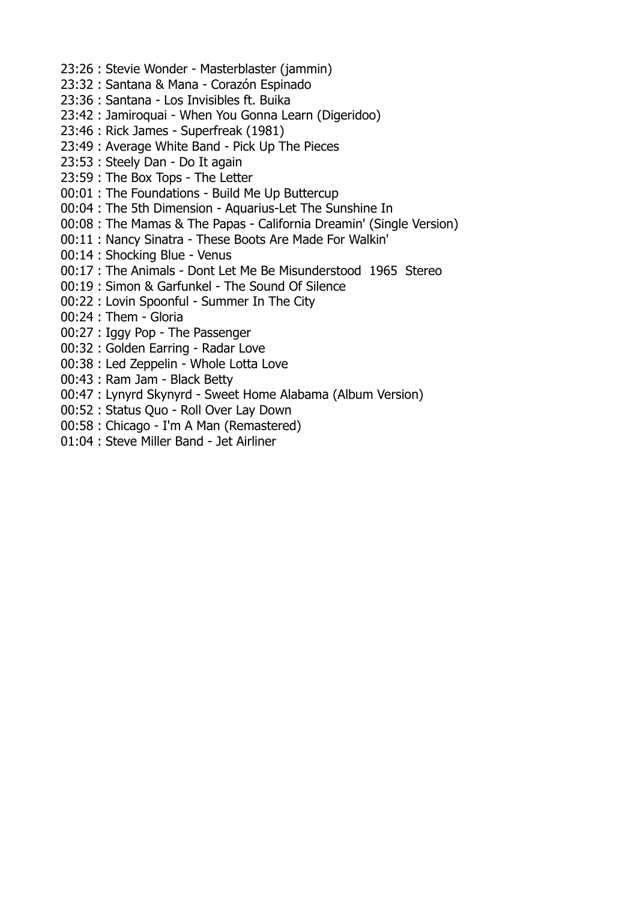23:26 : Stevie Wonder - Masterblaster (jammin)
23:32 : Santana & Mana - Corazón Espinado
23:36 : Santana - Los Invisibles ft. Buika
23:42 : Jamiroquai - When You Gonna Learn (Digeridoo)
23:46 : Rick James - Superfreak (1981)
23:49 : Average White Band - Pick Up The Pieces
23:53 : Steely Dan - Do It again
23:59 : The Box Tops - The Letter
00:01 : The Foundations - Build Me Up Buttercup
00:04 : The 5th Dimension - Aquarius-Let The Sunshine In
00:08 : The Mamas & The Papas - California Dreamin' (Single Version)
00:11 : Nancy Sinatra - These Boots Are Made For Walkin'
00:14 : Shocking Blue - Venus
00:17 : The Animals - Dont Let Me Be Misunderstood  1965  Stereo
00:19 : Simon & Garfunkel - The Sound Of Silence
00:22 : Lovin Spoonful - Summer In The City
00:24 : Them - Gloria
00:27 : Iggy Pop - The Passenger
00:32 : Golden Earring - Radar Love
00:38 : Led Zeppelin - Whole Lotta Love
00:43 : Ram Jam - Black Betty
00:47 : Lynyrd Skynyrd - Sweet Home Alabama (Album Version)
00:52 : Status Quo - Roll Over Lay Down
00:58 : Chicago - I'm A Man (Remastered)
01:04 : Steve Miller Band - Jet Airliner